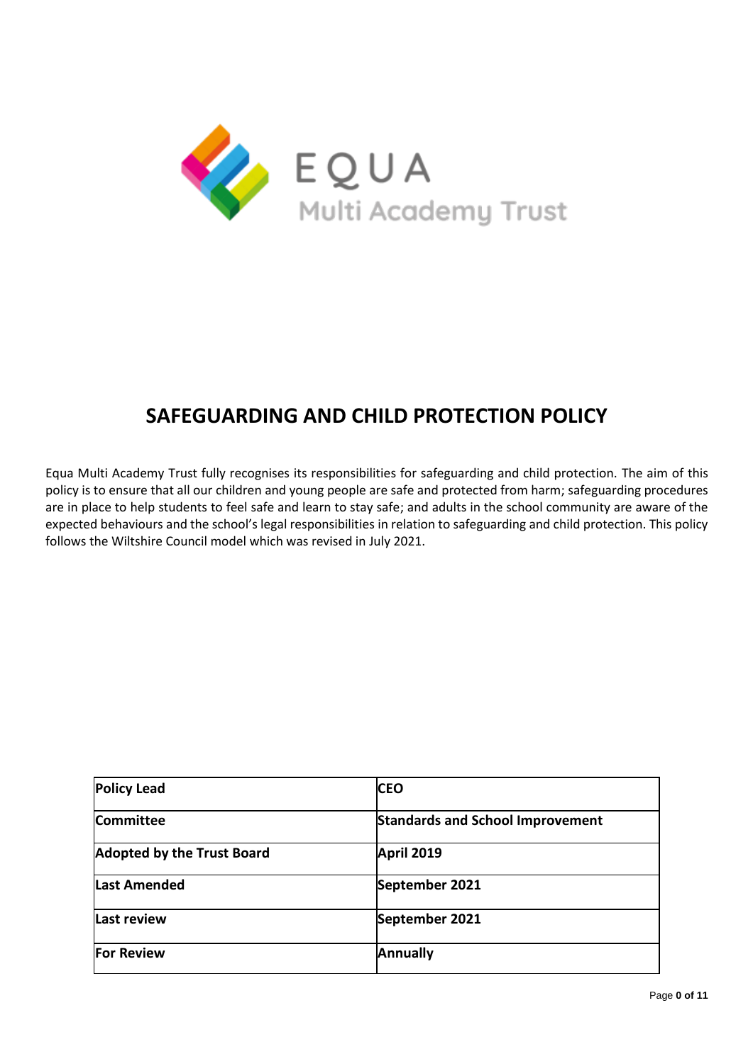EQUA

Multi Academy Trust

# SAFEGUARDING AND CHILD PROTECTION POLICY

Equa Multi Academy Trust fully recognises its responsibilities for safeguarding and child protection. The aim of this policy is to ensure that all our children and young people are safe and protected from harm; safeguarding procedures are in place to help students to feel safe and learn to stay safe; and adults in the school community are aware of the expected behaviours and the school's legal responsibilities in relation to safeguarding and child protection. This policy follows the Wiltshire Council model which was revised in July 2021.

| **Policy Lead** | **CEO** |
|---|---|
| **Committee** | **Standards and School Improvement** |
| **Adopted by the Trust Board** | **April 2019** |
| **Last Amended** | **September 2021** |
| **Last review** | **September 2021** |
| **For Review** | **Annually** |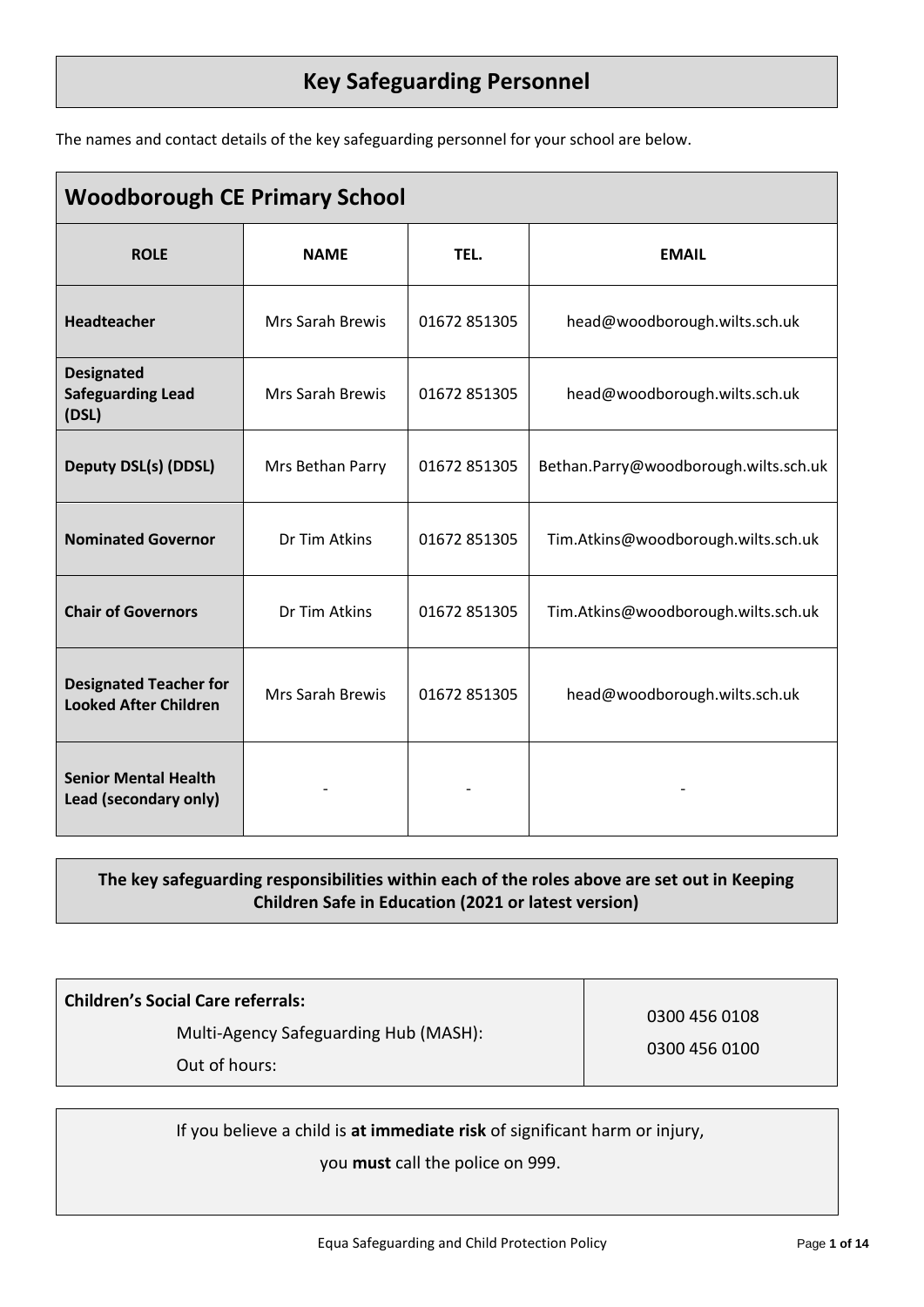# Key Safeguarding Personnel

The names and contact details of the key safeguarding personnel for your school are below.

| Woodborough CE Primary School | | | |
|---|---|---|---|
| **ROLE** | **NAME** | **TEL.** | **EMAIL** |
| **Headteacher** | Mrs Sarah Brewis | 01672 851305 | head@woodborough.wilts.sch.uk |
| **Designated Safeguarding Lead (DSL)** | Mrs Sarah Brewis | 01672 851305 | head@woodborough.wilts.sch.uk |
| **Deputy DSL(s) (DDSL)** | Mrs Bethan Parry | 01672 851305 | Bethan.Parry@woodborough.wilts.sch.uk |
| **Nominated Governor** | Dr Tim Atkins | 01672 851305 | Tim.Atkins@woodborough.wilts.sch.uk |
| **Chair of Governors** | Dr Tim Atkins | 01672 851305 | Tim.Atkins@woodborough.wilts.sch.uk |
| **Designated Teacher for Looked After Children** | Mrs Sarah Brewis | 01672 851305 | head@woodborough.wilts.sch.uk |
| **Senior Mental Health Lead (secondary only)** | - | - | - |

**The key safeguarding responsibilities within each of the roles above are set out in Keeping Children Safe in Education (2021 or latest version)**

| **Children's Social Care referrals:** | |
|---|---|
| Multi-Agency Safeguarding Hub (MASH): | 0300 456 0108 |
| Out of hours: | 0300 456 0100 |

If you believe a child is **at immediate risk** of significant harm or injury, you **must** call the police on 999.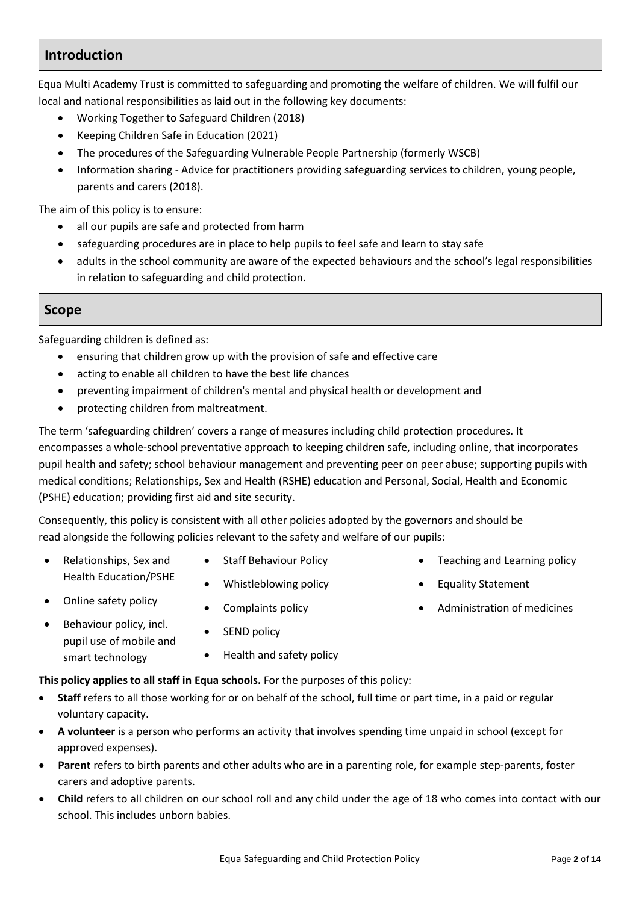## Introduction

Equa Multi Academy Trust is committed to safeguarding and promoting the welfare of children. We will fulfil our local and national responsibilities as laid out in the following key documents:

- Working Together to Safeguard Children (2018)
- Keeping Children Safe in Education (2021)
- The procedures of the Safeguarding Vulnerable People Partnership (formerly WSCB)
- Information sharing - Advice for practitioners providing safeguarding services to children, young people, parents and carers (2018).

The aim of this policy is to ensure:

- all our pupils are safe and protected from harm
- safeguarding procedures are in place to help pupils to feel safe and learn to stay safe
- adults in the school community are aware of the expected behaviours and the school's legal responsibilities in relation to safeguarding and child protection.

## Scope

Safeguarding children is defined as:

- ensuring that children grow up with the provision of safe and effective care
- acting to enable all children to have the best life chances
- preventing impairment of children's mental and physical health or development and
- protecting children from maltreatment.

The term 'safeguarding children' covers a range of measures including child protection procedures. It encompasses a whole-school preventative approach to keeping children safe, including online, that incorporates pupil health and safety; school behaviour management and preventing peer on peer abuse; supporting pupils with medical conditions; Relationships, Sex and Health (RSHE) education and Personal, Social, Health and Economic (PSHE) education; providing first aid and site security.

Consequently, this policy is consistent with all other policies adopted by the governors and should be read alongside the following policies relevant to the safety and welfare of our pupils:

- Relationships, Sex and Health Education/PSHE
- Online safety policy
- Behaviour policy, incl. pupil use of mobile and smart technology
- Staff Behaviour Policy
- Whistleblowing policy
- Complaints policy
- SEND policy
- Health and safety policy
- Teaching and Learning policy
- Equality Statement
- Administration of medicines

**This policy applies to all staff in Equa schools.** For the purposes of this policy:

- **Staff** refers to all those working for or on behalf of the school, full time or part time, in a paid or regular voluntary capacity.
- **A volunteer** is a person who performs an activity that involves spending time unpaid in school (except for approved expenses).
- **Parent** refers to birth parents and other adults who are in a parenting role, for example step-parents, foster carers and adoptive parents.
- **Child** refers to all children on our school roll and any child under the age of 18 who comes into contact with our school. This includes unborn babies.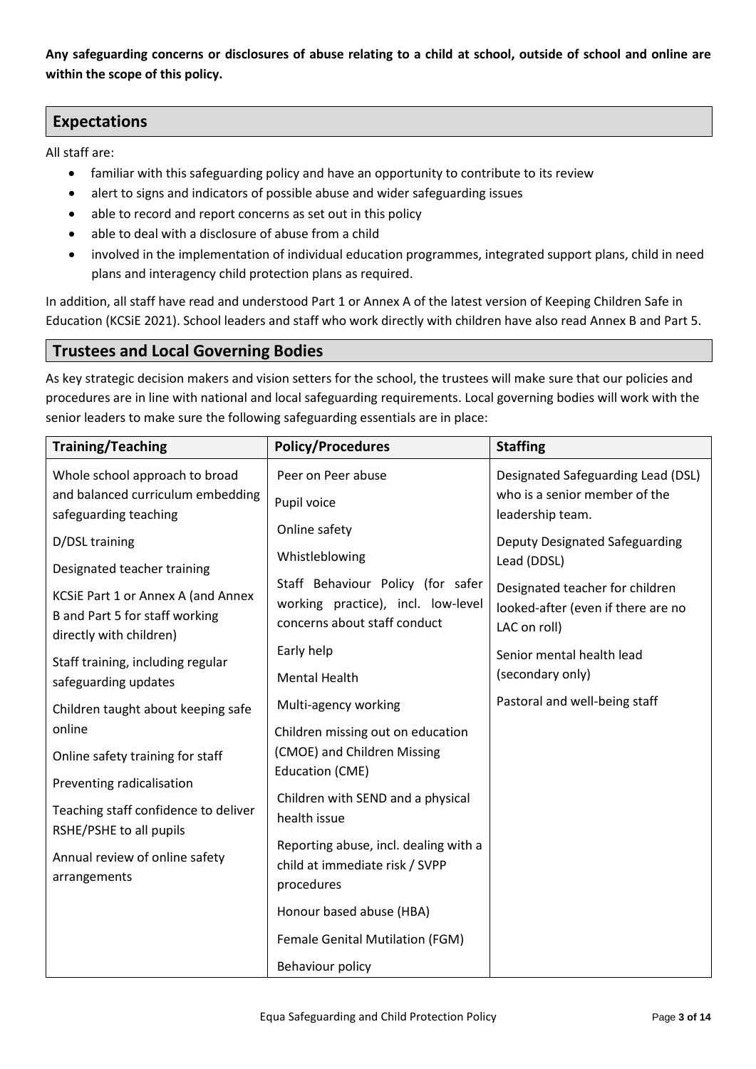**Any safeguarding concerns or disclosures of abuse relating to a child at school, outside of school and online are within the scope of this policy.**

## Expectations

All staff are:

- familiar with this safeguarding policy and have an opportunity to contribute to its review
- alert to signs and indicators of possible abuse and wider safeguarding issues
- able to record and report concerns as set out in this policy
- able to deal with a disclosure of abuse from a child
- involved in the implementation of individual education programmes, integrated support plans, child in need plans and interagency child protection plans as required.

In addition, all staff have read and understood Part 1 or Annex A of the latest version of Keeping Children Safe in Education (KCSiE 2021). School leaders and staff who work directly with children have also read Annex B and Part 5.

## Trustees and Local Governing Bodies

As key strategic decision makers and vision setters for the school, the trustees will make sure that our policies and procedures are in line with national and local safeguarding requirements. Local governing bodies will work with the senior leaders to make sure the following safeguarding essentials are in place:

| Training/Teaching | Policy/Procedures | Staffing |
|---|---|---|
| Whole school approach to broad and balanced curriculum embedding safeguarding teaching<br><br>D/DSL training<br><br>Designated teacher training<br><br>KCSiE Part 1 or Annex A (and Annex B and Part 5 for staff working directly with children)<br><br>Staff training, including regular safeguarding updates<br><br>Children taught about keeping safe online<br><br>Online safety training for staff<br><br>Preventing radicalisation<br><br>Teaching staff confidence to deliver RSHE/PSHE to all pupils<br><br>Annual review of online safety arrangements | Peer on Peer abuse<br><br>Pupil voice<br><br>Online safety<br><br>Whistleblowing<br><br>Staff Behaviour Policy (for safer working practice), incl. low-level concerns about staff conduct<br><br>Early help<br><br>Mental Health<br><br>Multi-agency working<br><br>Children missing out on education (CMOE) and Children Missing Education (CME)<br><br>Children with SEND and a physical health issue<br><br>Reporting abuse, incl. dealing with a child at immediate risk / SVPP procedures<br><br>Honour based abuse (HBA)<br><br>Female Genital Mutilation (FGM)<br><br>Behaviour policy | Designated Safeguarding Lead (DSL) who is a senior member of the leadership team.<br><br>Deputy Designated Safeguarding Lead (DDSL)<br><br>Designated teacher for children looked-after (even if there are no LAC on roll)<br><br>Senior mental health lead (secondary only)<br><br>Pastoral and well-being staff |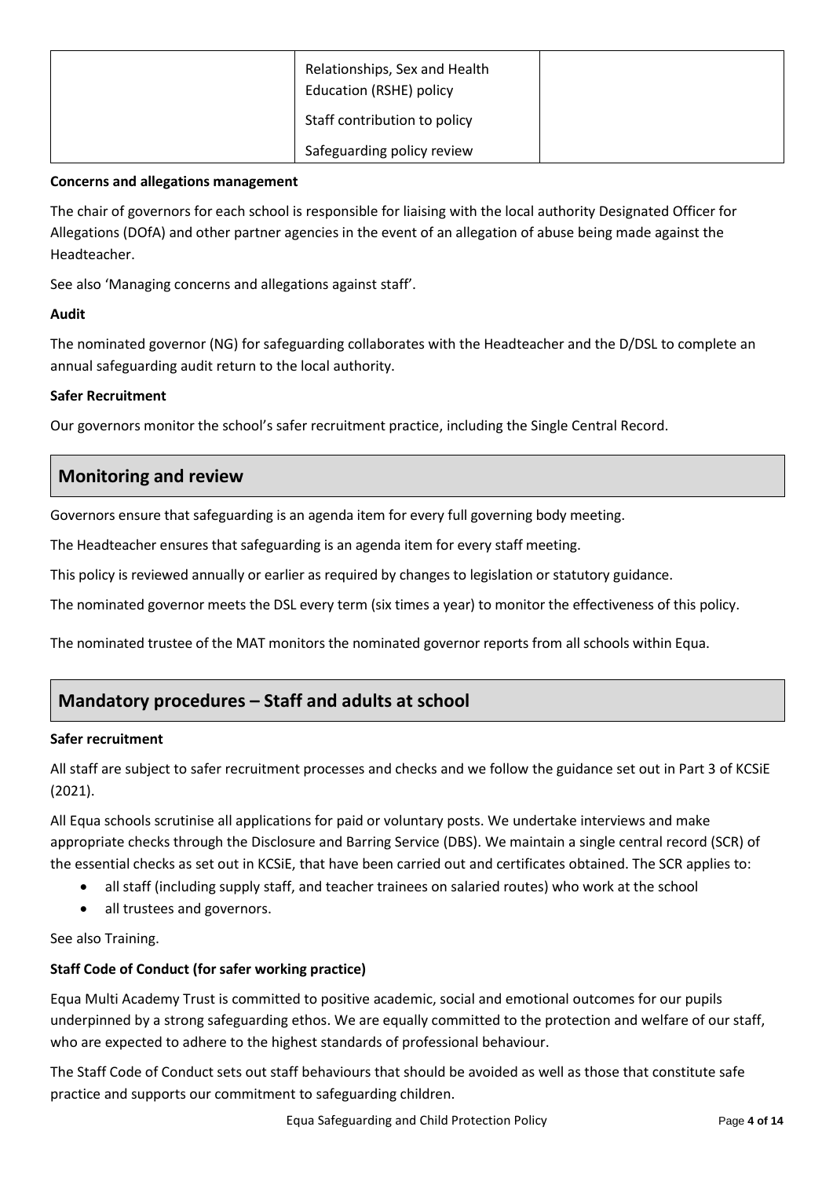| | | |
|---|---|---|
| | Relationships, Sex and Health Education (RSHE) policy<br>Staff contribution to policy<br>Safeguarding policy review | |

**Concerns and allegations management**

The chair of governors for each school is responsible for liaising with the local authority Designated Officer for Allegations (DOfA) and other partner agencies in the event of an allegation of abuse being made against the Headteacher.

See also 'Managing concerns and allegations against staff'.

**Audit**

The nominated governor (NG) for safeguarding collaborates with the Headteacher and the D/DSL to complete an annual safeguarding audit return to the local authority.

**Safer Recruitment**

Our governors monitor the school's safer recruitment practice, including the Single Central Record.

## Monitoring and review

Governors ensure that safeguarding is an agenda item for every full governing body meeting.

The Headteacher ensures that safeguarding is an agenda item for every staff meeting.

This policy is reviewed annually or earlier as required by changes to legislation or statutory guidance.

The nominated governor meets the DSL every term (six times a year) to monitor the effectiveness of this policy.

The nominated trustee of the MAT monitors the nominated governor reports from all schools within Equa.

## Mandatory procedures – Staff and adults at school

**Safer recruitment**

All staff are subject to safer recruitment processes and checks and we follow the guidance set out in Part 3 of KCSiE (2021).

All Equa schools scrutinise all applications for paid or voluntary posts. We undertake interviews and make appropriate checks through the Disclosure and Barring Service (DBS). We maintain a single central record (SCR) of the essential checks as set out in KCSiE, that have been carried out and certificates obtained. The SCR applies to:

- all staff (including supply staff, and teacher trainees on salaried routes) who work at the school
- all trustees and governors.

See also Training.

**Staff Code of Conduct (for safer working practice)**

Equa Multi Academy Trust is committed to positive academic, social and emotional outcomes for our pupils underpinned by a strong safeguarding ethos. We are equally committed to the protection and welfare of our staff, who are expected to adhere to the highest standards of professional behaviour.

The Staff Code of Conduct sets out staff behaviours that should be avoided as well as those that constitute safe practice and supports our commitment to safeguarding children.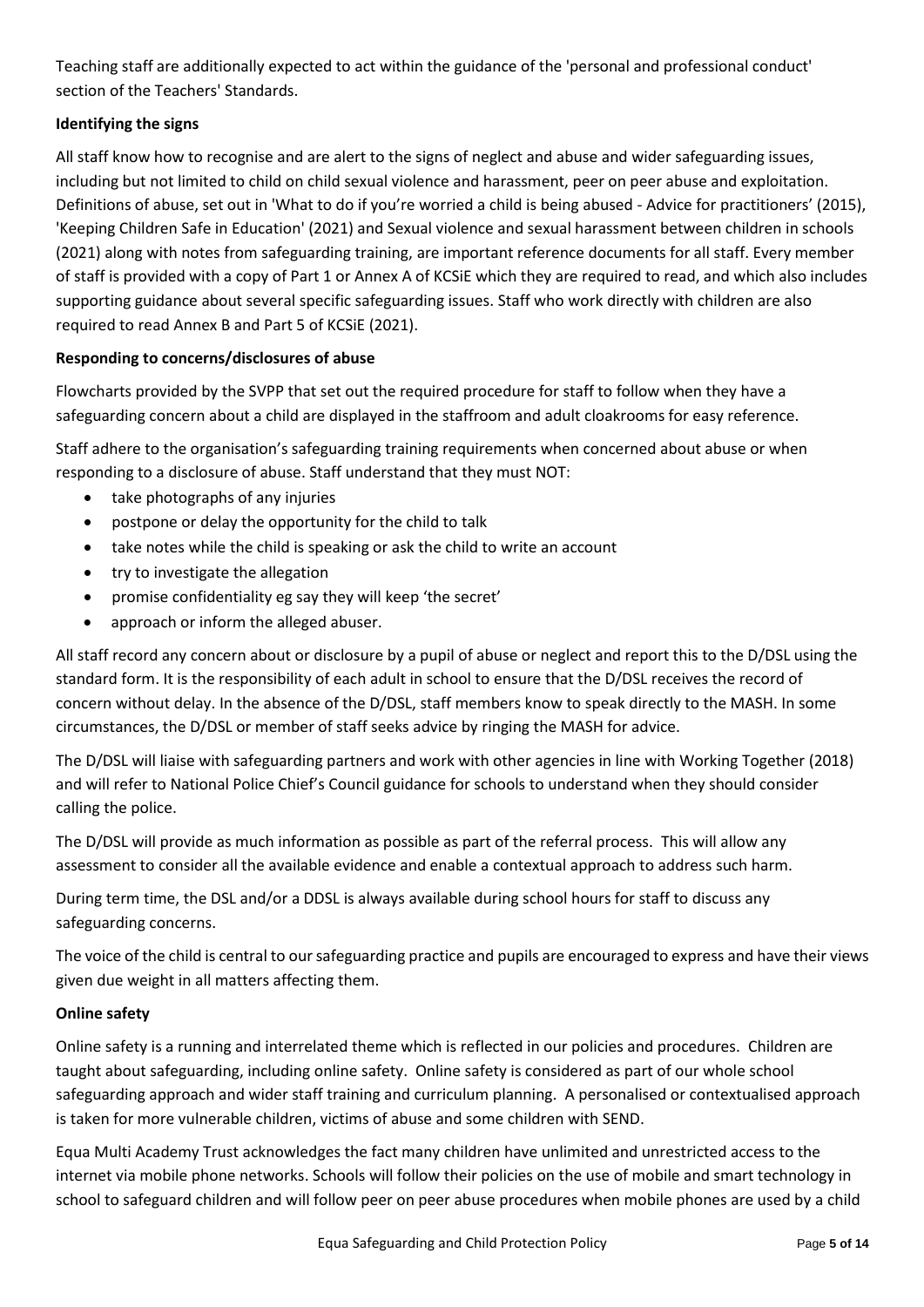Teaching staff are additionally expected to act within the guidance of the 'personal and professional conduct' section of the Teachers' Standards.

**Identifying the signs**

All staff know how to recognise and are alert to the signs of neglect and abuse and wider safeguarding issues, including but not limited to child on child sexual violence and harassment, peer on peer abuse and exploitation. Definitions of abuse, set out in 'What to do if you're worried a child is being abused - Advice for practitioners' (2015), 'Keeping Children Safe in Education' (2021) and Sexual violence and sexual harassment between children in schools (2021) along with notes from safeguarding training, are important reference documents for all staff. Every member of staff is provided with a copy of Part 1 or Annex A of KCSiE which they are required to read, and which also includes supporting guidance about several specific safeguarding issues. Staff who work directly with children are also required to read Annex B and Part 5 of KCSiE (2021).

**Responding to concerns/disclosures of abuse**

Flowcharts provided by the SVPP that set out the required procedure for staff to follow when they have a safeguarding concern about a child are displayed in the staffroom and adult cloakrooms for easy reference.

Staff adhere to the organisation's safeguarding training requirements when concerned about abuse or when responding to a disclosure of abuse. Staff understand that they must NOT:

- take photographs of any injuries
- postpone or delay the opportunity for the child to talk
- take notes while the child is speaking or ask the child to write an account
- try to investigate the allegation
- promise confidentiality eg say they will keep 'the secret'
- approach or inform the alleged abuser.

All staff record any concern about or disclosure by a pupil of abuse or neglect and report this to the D/DSL using the standard form. It is the responsibility of each adult in school to ensure that the D/DSL receives the record of concern without delay. In the absence of the D/DSL, staff members know to speak directly to the MASH. In some circumstances, the D/DSL or member of staff seeks advice by ringing the MASH for advice.

The D/DSL will liaise with safeguarding partners and work with other agencies in line with Working Together (2018) and will refer to National Police Chief's Council guidance for schools to understand when they should consider calling the police.

The D/DSL will provide as much information as possible as part of the referral process. This will allow any assessment to consider all the available evidence and enable a contextual approach to address such harm.

During term time, the DSL and/or a DDSL is always available during school hours for staff to discuss any safeguarding concerns.

The voice of the child is central to our safeguarding practice and pupils are encouraged to express and have their views given due weight in all matters affecting them.

**Online safety**

Online safety is a running and interrelated theme which is reflected in our policies and procedures. Children are taught about safeguarding, including online safety. Online safety is considered as part of our whole school safeguarding approach and wider staff training and curriculum planning. A personalised or contextualised approach is taken for more vulnerable children, victims of abuse and some children with SEND.

Equa Multi Academy Trust acknowledges the fact many children have unlimited and unrestricted access to the internet via mobile phone networks. Schools will follow their policies on the use of mobile and smart technology in school to safeguard children and will follow peer on peer abuse procedures when mobile phones are used by a child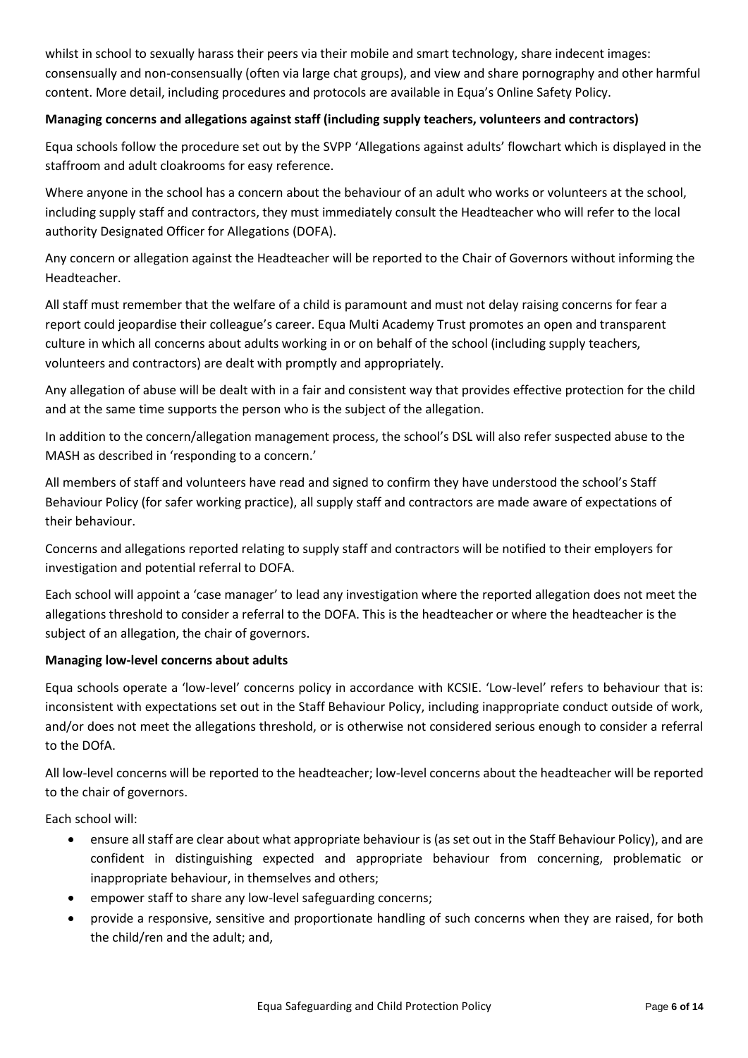whilst in school to sexually harass their peers via their mobile and smart technology, share indecent images: consensually and non-consensually (often via large chat groups), and view and share pornography and other harmful content. More detail, including procedures and protocols are available in Equa's Online Safety Policy.

**Managing concerns and allegations against staff (including supply teachers, volunteers and contractors)**

Equa schools follow the procedure set out by the SVPP 'Allegations against adults' flowchart which is displayed in the staffroom and adult cloakrooms for easy reference.

Where anyone in the school has a concern about the behaviour of an adult who works or volunteers at the school, including supply staff and contractors, they must immediately consult the Headteacher who will refer to the local authority Designated Officer for Allegations (DOFA).

Any concern or allegation against the Headteacher will be reported to the Chair of Governors without informing the Headteacher.

All staff must remember that the welfare of a child is paramount and must not delay raising concerns for fear a report could jeopardise their colleague's career. Equa Multi Academy Trust promotes an open and transparent culture in which all concerns about adults working in or on behalf of the school (including supply teachers, volunteers and contractors) are dealt with promptly and appropriately.

Any allegation of abuse will be dealt with in a fair and consistent way that provides effective protection for the child and at the same time supports the person who is the subject of the allegation.

In addition to the concern/allegation management process, the school's DSL will also refer suspected abuse to the MASH as described in 'responding to a concern.'

All members of staff and volunteers have read and signed to confirm they have understood the school's Staff Behaviour Policy (for safer working practice), all supply staff and contractors are made aware of expectations of their behaviour.

Concerns and allegations reported relating to supply staff and contractors will be notified to their employers for investigation and potential referral to DOFA.

Each school will appoint a 'case manager' to lead any investigation where the reported allegation does not meet the allegations threshold to consider a referral to the DOFA. This is the headteacher or where the headteacher is the subject of an allegation, the chair of governors.

**Managing low-level concerns about adults**

Equa schools operate a 'low-level' concerns policy in accordance with KCSIE. 'Low-level' refers to behaviour that is: inconsistent with expectations set out in the Staff Behaviour Policy, including inappropriate conduct outside of work, and/or does not meet the allegations threshold, or is otherwise not considered serious enough to consider a referral to the DOfA.

All low-level concerns will be reported to the headteacher; low-level concerns about the headteacher will be reported to the chair of governors.

Each school will:

- ensure all staff are clear about what appropriate behaviour is (as set out in the Staff Behaviour Policy), and are confident in distinguishing expected and appropriate behaviour from concerning, problematic or inappropriate behaviour, in themselves and others;
- empower staff to share any low-level safeguarding concerns;
- provide a responsive, sensitive and proportionate handling of such concerns when they are raised, for both the child/ren and the adult; and,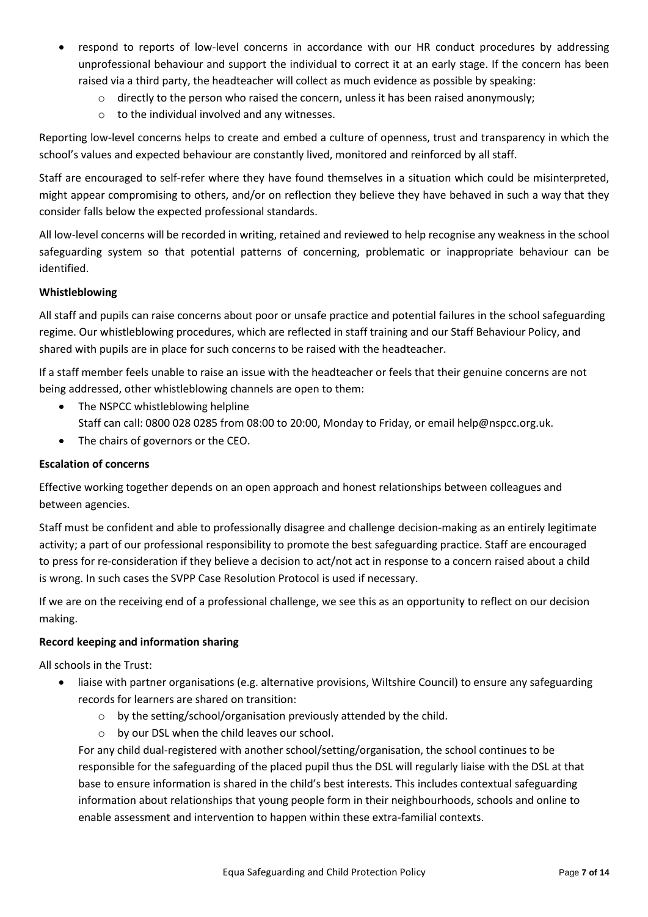- respond to reports of low-level concerns in accordance with our HR conduct procedures by addressing unprofessional behaviour and support the individual to correct it at an early stage. If the concern has been raised via a third party, the headteacher will collect as much evidence as possible by speaking:
  - directly to the person who raised the concern, unless it has been raised anonymously;
  - to the individual involved and any witnesses.

Reporting low-level concerns helps to create and embed a culture of openness, trust and transparency in which the school's values and expected behaviour are constantly lived, monitored and reinforced by all staff.

Staff are encouraged to self-refer where they have found themselves in a situation which could be misinterpreted, might appear compromising to others, and/or on reflection they believe they have behaved in such a way that they consider falls below the expected professional standards.

All low-level concerns will be recorded in writing, retained and reviewed to help recognise any weakness in the school safeguarding system so that potential patterns of concerning, problematic or inappropriate behaviour can be identified.

**Whistleblowing**

All staff and pupils can raise concerns about poor or unsafe practice and potential failures in the school safeguarding regime. Our whistleblowing procedures, which are reflected in staff training and our Staff Behaviour Policy, and shared with pupils are in place for such concerns to be raised with the headteacher.

If a staff member feels unable to raise an issue with the headteacher or feels that their genuine concerns are not being addressed, other whistleblowing channels are open to them:

- The NSPCC whistleblowing helpline
  Staff can call: 0800 028 0285 from 08:00 to 20:00, Monday to Friday, or email help@nspcc.org.uk.
- The chairs of governors or the CEO.

**Escalation of concerns**

Effective working together depends on an open approach and honest relationships between colleagues and between agencies.

Staff must be confident and able to professionally disagree and challenge decision-making as an entirely legitimate activity; a part of our professional responsibility to promote the best safeguarding practice. Staff are encouraged to press for re-consideration if they believe a decision to act/not act in response to a concern raised about a child is wrong. In such cases the SVPP Case Resolution Protocol is used if necessary.

If we are on the receiving end of a professional challenge, we see this as an opportunity to reflect on our decision making.

**Record keeping and information sharing**

All schools in the Trust:

- liaise with partner organisations (e.g. alternative provisions, Wiltshire Council) to ensure any safeguarding records for learners are shared on transition:
  - by the setting/school/organisation previously attended by the child.
  - by our DSL when the child leaves our school.

  For any child dual-registered with another school/setting/organisation, the school continues to be responsible for the safeguarding of the placed pupil thus the DSL will regularly liaise with the DSL at that base to ensure information is shared in the child's best interests. This includes contextual safeguarding information about relationships that young people form in their neighbourhoods, schools and online to enable assessment and intervention to happen within these extra-familial contexts.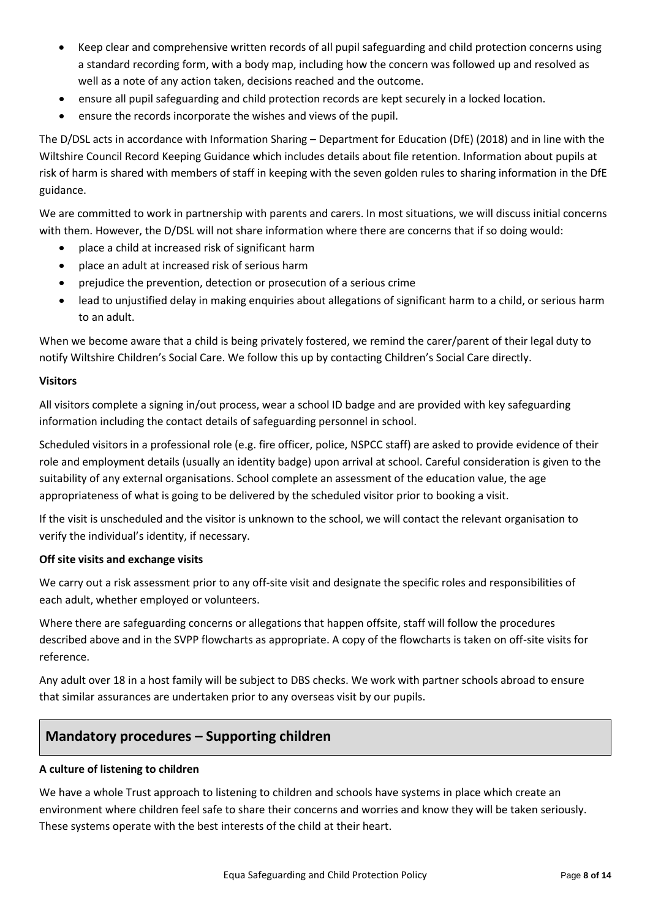- Keep clear and comprehensive written records of all pupil safeguarding and child protection concerns using a standard recording form, with a body map, including how the concern was followed up and resolved as well as a note of any action taken, decisions reached and the outcome.
- ensure all pupil safeguarding and child protection records are kept securely in a locked location.
- ensure the records incorporate the wishes and views of the pupil.

The D/DSL acts in accordance with Information Sharing – Department for Education (DfE) (2018) and in line with the Wiltshire Council Record Keeping Guidance which includes details about file retention. Information about pupils at risk of harm is shared with members of staff in keeping with the seven golden rules to sharing information in the DfE guidance.

We are committed to work in partnership with parents and carers. In most situations, we will discuss initial concerns with them. However, the D/DSL will not share information where there are concerns that if so doing would:

- place a child at increased risk of significant harm
- place an adult at increased risk of serious harm
- prejudice the prevention, detection or prosecution of a serious crime
- lead to unjustified delay in making enquiries about allegations of significant harm to a child, or serious harm to an adult.

When we become aware that a child is being privately fostered, we remind the carer/parent of their legal duty to notify Wiltshire Children's Social Care. We follow this up by contacting Children's Social Care directly.

**Visitors**

All visitors complete a signing in/out process, wear a school ID badge and are provided with key safeguarding information including the contact details of safeguarding personnel in school.

Scheduled visitors in a professional role (e.g. fire officer, police, NSPCC staff) are asked to provide evidence of their role and employment details (usually an identity badge) upon arrival at school. Careful consideration is given to the suitability of any external organisations. School complete an assessment of the education value, the age appropriateness of what is going to be delivered by the scheduled visitor prior to booking a visit.

If the visit is unscheduled and the visitor is unknown to the school, we will contact the relevant organisation to verify the individual's identity, if necessary.

**Off site visits and exchange visits**

We carry out a risk assessment prior to any off-site visit and designate the specific roles and responsibilities of each adult, whether employed or volunteers.

Where there are safeguarding concerns or allegations that happen offsite, staff will follow the procedures described above and in the SVPP flowcharts as appropriate. A copy of the flowcharts is taken on off-site visits for reference.

Any adult over 18 in a host family will be subject to DBS checks. We work with partner schools abroad to ensure that similar assurances are undertaken prior to any overseas visit by our pupils.

## Mandatory procedures – Supporting children

**A culture of listening to children**

We have a whole Trust approach to listening to children and schools have systems in place which create an environment where children feel safe to share their concerns and worries and know they will be taken seriously. These systems operate with the best interests of the child at their heart.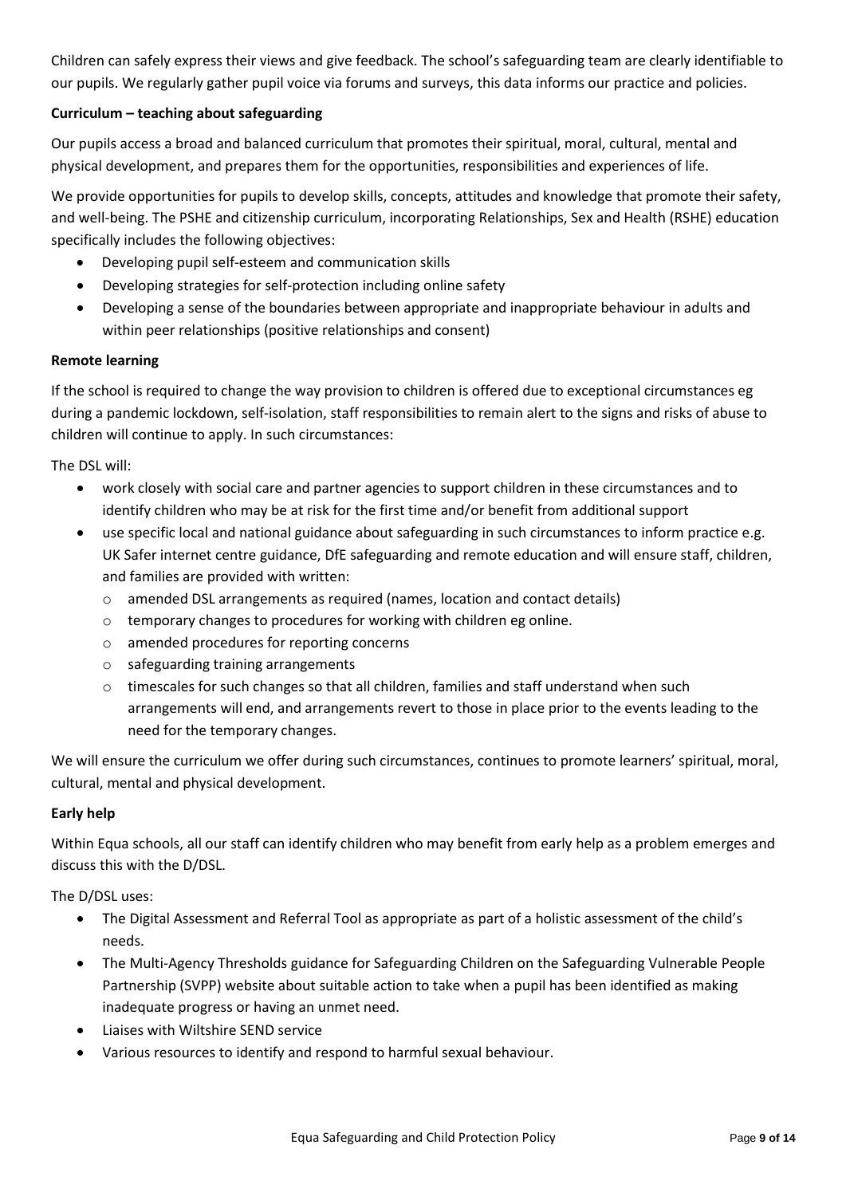Children can safely express their views and give feedback. The school's safeguarding team are clearly identifiable to our pupils. We regularly gather pupil voice via forums and surveys, this data informs our practice and policies.

**Curriculum – teaching about safeguarding**

Our pupils access a broad and balanced curriculum that promotes their spiritual, moral, cultural, mental and physical development, and prepares them for the opportunities, responsibilities and experiences of life.

We provide opportunities for pupils to develop skills, concepts, attitudes and knowledge that promote their safety, and well-being. The PSHE and citizenship curriculum, incorporating Relationships, Sex and Health (RSHE) education specifically includes the following objectives:

- Developing pupil self-esteem and communication skills
- Developing strategies for self-protection including online safety
- Developing a sense of the boundaries between appropriate and inappropriate behaviour in adults and within peer relationships (positive relationships and consent)

**Remote learning**

If the school is required to change the way provision to children is offered due to exceptional circumstances eg during a pandemic lockdown, self-isolation, staff responsibilities to remain alert to the signs and risks of abuse to children will continue to apply. In such circumstances:

The DSL will:

- work closely with social care and partner agencies to support children in these circumstances and to identify children who may be at risk for the first time and/or benefit from additional support
- use specific local and national guidance about safeguarding in such circumstances to inform practice e.g. UK Safer internet centre guidance, DfE safeguarding and remote education and will ensure staff, children, and families are provided with written:
  - amended DSL arrangements as required (names, location and contact details)
  - temporary changes to procedures for working with children eg online.
  - amended procedures for reporting concerns
  - safeguarding training arrangements
  - timescales for such changes so that all children, families and staff understand when such arrangements will end, and arrangements revert to those in place prior to the events leading to the need for the temporary changes.

We will ensure the curriculum we offer during such circumstances, continues to promote learners' spiritual, moral, cultural, mental and physical development.

**Early help**

Within Equa schools, all our staff can identify children who may benefit from early help as a problem emerges and discuss this with the D/DSL.

The D/DSL uses:

- The Digital Assessment and Referral Tool as appropriate as part of a holistic assessment of the child's needs.
- The Multi-Agency Thresholds guidance for Safeguarding Children on the Safeguarding Vulnerable People Partnership (SVPP) website about suitable action to take when a pupil has been identified as making inadequate progress or having an unmet need.
- Liaises with Wiltshire SEND service
- Various resources to identify and respond to harmful sexual behaviour.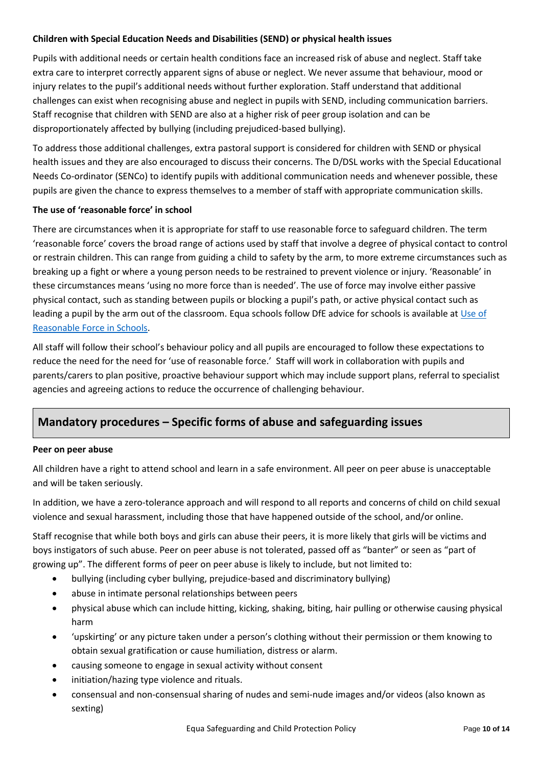**Children with Special Education Needs and Disabilities (SEND) or physical health issues**

Pupils with additional needs or certain health conditions face an increased risk of abuse and neglect. Staff take extra care to interpret correctly apparent signs of abuse or neglect. We never assume that behaviour, mood or injury relates to the pupil's additional needs without further exploration. Staff understand that additional challenges can exist when recognising abuse and neglect in pupils with SEND, including communication barriers. Staff recognise that children with SEND are also at a higher risk of peer group isolation and can be disproportionately affected by bullying (including prejudiced-based bullying).

To address those additional challenges, extra pastoral support is considered for children with SEND or physical health issues and they are also encouraged to discuss their concerns. The D/DSL works with the Special Educational Needs Co-ordinator (SENCo) to identify pupils with additional communication needs and whenever possible, these pupils are given the chance to express themselves to a member of staff with appropriate communication skills.

**The use of 'reasonable force' in school**

There are circumstances when it is appropriate for staff to use reasonable force to safeguard children. The term 'reasonable force' covers the broad range of actions used by staff that involve a degree of physical contact to control or restrain children. This can range from guiding a child to safety by the arm, to more extreme circumstances such as breaking up a fight or where a young person needs to be restrained to prevent violence or injury. 'Reasonable' in these circumstances means 'using no more force than is needed'. The use of force may involve either passive physical contact, such as standing between pupils or blocking a pupil's path, or active physical contact such as leading a pupil by the arm out of the classroom. Equa schools follow DfE advice for schools is available at Use of Reasonable Force in Schools.

All staff will follow their school's behaviour policy and all pupils are encouraged to follow these expectations to reduce the need for the need for 'use of reasonable force.' Staff will work in collaboration with pupils and parents/carers to plan positive, proactive behaviour support which may include support plans, referral to specialist agencies and agreeing actions to reduce the occurrence of challenging behaviour.

## Mandatory procedures – Specific forms of abuse and safeguarding issues

**Peer on peer abuse**

All children have a right to attend school and learn in a safe environment. All peer on peer abuse is unacceptable and will be taken seriously.

In addition, we have a zero-tolerance approach and will respond to all reports and concerns of child on child sexual violence and sexual harassment, including those that have happened outside of the school, and/or online.

Staff recognise that while both boys and girls can abuse their peers, it is more likely that girls will be victims and boys instigators of such abuse. Peer on peer abuse is not tolerated, passed off as "banter" or seen as "part of growing up". The different forms of peer on peer abuse is likely to include, but not limited to:

- bullying (including cyber bullying, prejudice-based and discriminatory bullying)
- abuse in intimate personal relationships between peers
- physical abuse which can include hitting, kicking, shaking, biting, hair pulling or otherwise causing physical harm
- 'upskirting' or any picture taken under a person's clothing without their permission or them knowing to obtain sexual gratification or cause humiliation, distress or alarm.
- causing someone to engage in sexual activity without consent
- initiation/hazing type violence and rituals.
- consensual and non-consensual sharing of nudes and semi-nude images and/or videos (also known as sexting)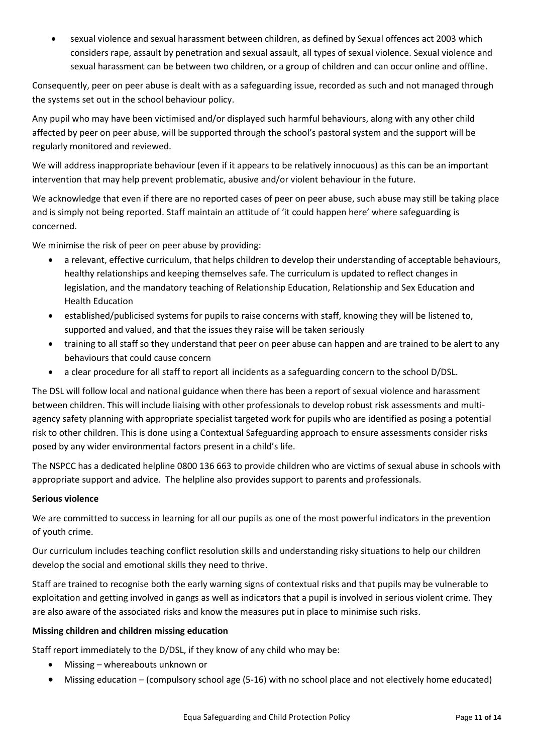- sexual violence and sexual harassment between children, as defined by Sexual offences act 2003 which considers rape, assault by penetration and sexual assault, all types of sexual violence. Sexual violence and sexual harassment can be between two children, or a group of children and can occur online and offline.

Consequently, peer on peer abuse is dealt with as a safeguarding issue, recorded as such and not managed through the systems set out in the school behaviour policy.

Any pupil who may have been victimised and/or displayed such harmful behaviours, along with any other child affected by peer on peer abuse, will be supported through the school's pastoral system and the support will be regularly monitored and reviewed.

We will address inappropriate behaviour (even if it appears to be relatively innocuous) as this can be an important intervention that may help prevent problematic, abusive and/or violent behaviour in the future.

We acknowledge that even if there are no reported cases of peer on peer abuse, such abuse may still be taking place and is simply not being reported. Staff maintain an attitude of 'it could happen here' where safeguarding is concerned.

We minimise the risk of peer on peer abuse by providing:

- a relevant, effective curriculum, that helps children to develop their understanding of acceptable behaviours, healthy relationships and keeping themselves safe. The curriculum is updated to reflect changes in legislation, and the mandatory teaching of Relationship Education, Relationship and Sex Education and Health Education
- established/publicised systems for pupils to raise concerns with staff, knowing they will be listened to, supported and valued, and that the issues they raise will be taken seriously
- training to all staff so they understand that peer on peer abuse can happen and are trained to be alert to any behaviours that could cause concern
- a clear procedure for all staff to report all incidents as a safeguarding concern to the school D/DSL.

The DSL will follow local and national guidance when there has been a report of sexual violence and harassment between children. This will include liaising with other professionals to develop robust risk assessments and multi-agency safety planning with appropriate specialist targeted work for pupils who are identified as posing a potential risk to other children. This is done using a Contextual Safeguarding approach to ensure assessments consider risks posed by any wider environmental factors present in a child's life.

The NSPCC has a dedicated helpline 0800 136 663 to provide children who are victims of sexual abuse in schools with appropriate support and advice. The helpline also provides support to parents and professionals.

**Serious violence**

We are committed to success in learning for all our pupils as one of the most powerful indicators in the prevention of youth crime.

Our curriculum includes teaching conflict resolution skills and understanding risky situations to help our children develop the social and emotional skills they need to thrive.

Staff are trained to recognise both the early warning signs of contextual risks and that pupils may be vulnerable to exploitation and getting involved in gangs as well as indicators that a pupil is involved in serious violent crime. They are also aware of the associated risks and know the measures put in place to minimise such risks.

**Missing children and children missing education**

Staff report immediately to the D/DSL, if they know of any child who may be:

- Missing – whereabouts unknown or
- Missing education – (compulsory school age (5-16) with no school place and not electively home educated)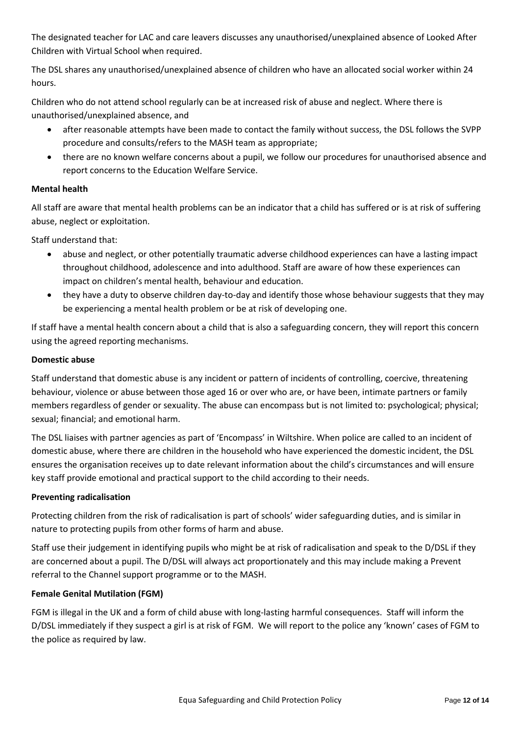The designated teacher for LAC and care leavers discusses any unauthorised/unexplained absence of Looked After Children with Virtual School when required.

The DSL shares any unauthorised/unexplained absence of children who have an allocated social worker within 24 hours.

Children who do not attend school regularly can be at increased risk of abuse and neglect. Where there is unauthorised/unexplained absence, and

- after reasonable attempts have been made to contact the family without success, the DSL follows the SVPP procedure and consults/refers to the MASH team as appropriate;
- there are no known welfare concerns about a pupil, we follow our procedures for unauthorised absence and report concerns to the Education Welfare Service.

**Mental health**

All staff are aware that mental health problems can be an indicator that a child has suffered or is at risk of suffering abuse, neglect or exploitation.

Staff understand that:

- abuse and neglect, or other potentially traumatic adverse childhood experiences can have a lasting impact throughout childhood, adolescence and into adulthood. Staff are aware of how these experiences can impact on children's mental health, behaviour and education.
- they have a duty to observe children day-to-day and identify those whose behaviour suggests that they may be experiencing a mental health problem or be at risk of developing one.

If staff have a mental health concern about a child that is also a safeguarding concern, they will report this concern using the agreed reporting mechanisms.

**Domestic abuse**

Staff understand that domestic abuse is any incident or pattern of incidents of controlling, coercive, threatening behaviour, violence or abuse between those aged 16 or over who are, or have been, intimate partners or family members regardless of gender or sexuality. The abuse can encompass but is not limited to: psychological; physical; sexual; financial; and emotional harm.

The DSL liaises with partner agencies as part of 'Encompass' in Wiltshire. When police are called to an incident of domestic abuse, where there are children in the household who have experienced the domestic incident, the DSL ensures the organisation receives up to date relevant information about the child's circumstances and will ensure key staff provide emotional and practical support to the child according to their needs.

**Preventing radicalisation**

Protecting children from the risk of radicalisation is part of schools' wider safeguarding duties, and is similar in nature to protecting pupils from other forms of harm and abuse.

Staff use their judgement in identifying pupils who might be at risk of radicalisation and speak to the D/DSL if they are concerned about a pupil. The D/DSL will always act proportionately and this may include making a Prevent referral to the Channel support programme or to the MASH.

**Female Genital Mutilation (FGM)**

FGM is illegal in the UK and a form of child abuse with long-lasting harmful consequences. Staff will inform the D/DSL immediately if they suspect a girl is at risk of FGM. We will report to the police any 'known' cases of FGM to the police as required by law.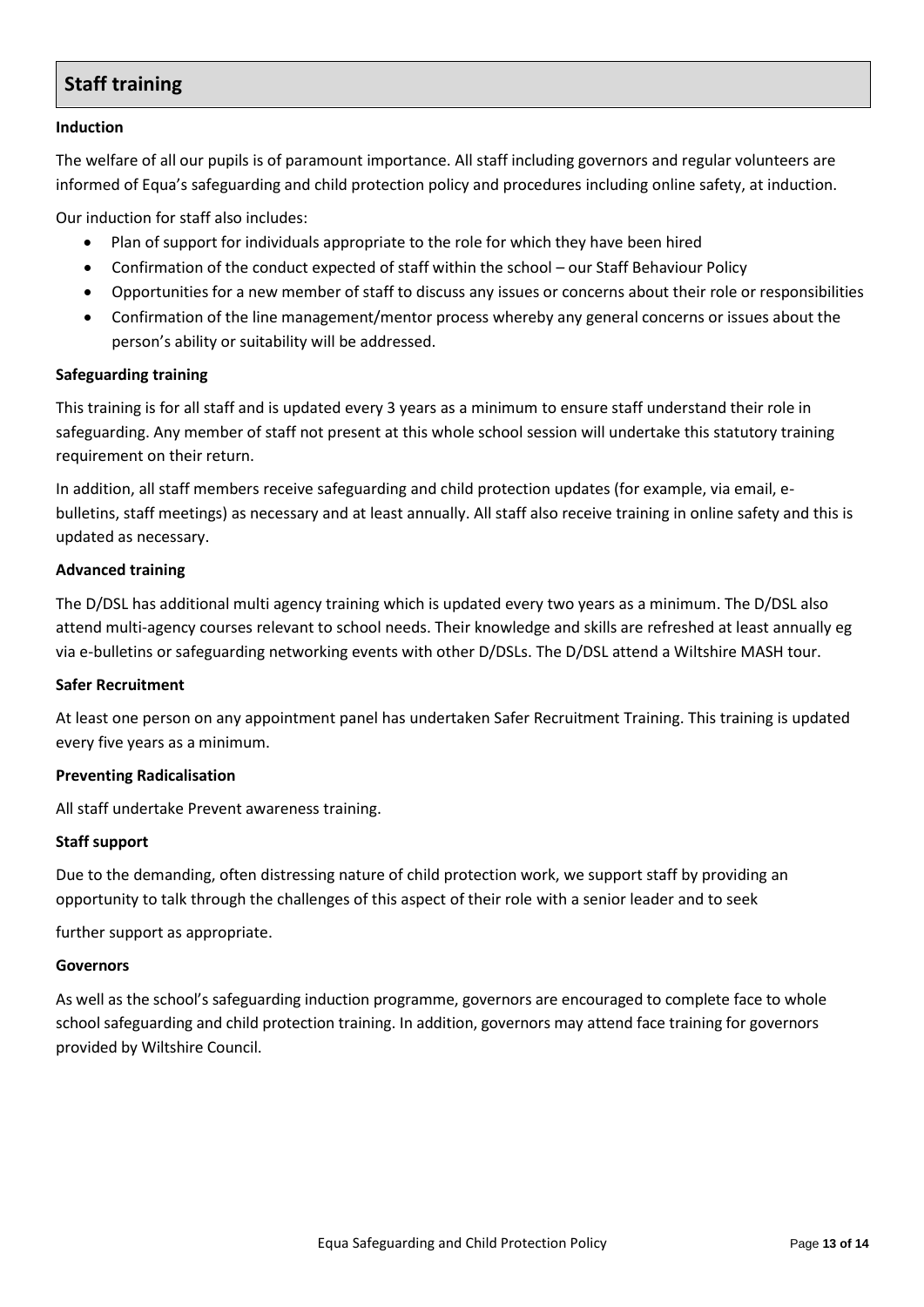## Staff training

**Induction**

The welfare of all our pupils is of paramount importance. All staff including governors and regular volunteers are informed of Equa's safeguarding and child protection policy and procedures including online safety, at induction.

Our induction for staff also includes:

- Plan of support for individuals appropriate to the role for which they have been hired
- Confirmation of the conduct expected of staff within the school – our Staff Behaviour Policy
- Opportunities for a new member of staff to discuss any issues or concerns about their role or responsibilities
- Confirmation of the line management/mentor process whereby any general concerns or issues about the person's ability or suitability will be addressed.

**Safeguarding training**

This training is for all staff and is updated every 3 years as a minimum to ensure staff understand their role in safeguarding. Any member of staff not present at this whole school session will undertake this statutory training requirement on their return.

In addition, all staff members receive safeguarding and child protection updates (for example, via email, e-bulletins, staff meetings) as necessary and at least annually. All staff also receive training in online safety and this is updated as necessary.

**Advanced training**

The D/DSL has additional multi agency training which is updated every two years as a minimum. The D/DSL also attend multi-agency courses relevant to school needs. Their knowledge and skills are refreshed at least annually eg via e-bulletins or safeguarding networking events with other D/DSLs. The D/DSL attend a Wiltshire MASH tour.

**Safer Recruitment**

At least one person on any appointment panel has undertaken Safer Recruitment Training. This training is updated every five years as a minimum.

**Preventing Radicalisation**

All staff undertake Prevent awareness training.

**Staff support**

Due to the demanding, often distressing nature of child protection work, we support staff by providing an opportunity to talk through the challenges of this aspect of their role with a senior leader and to seek

further support as appropriate.

**Governors**

As well as the school's safeguarding induction programme, governors are encouraged to complete face to whole school safeguarding and child protection training. In addition, governors may attend face training for governors provided by Wiltshire Council.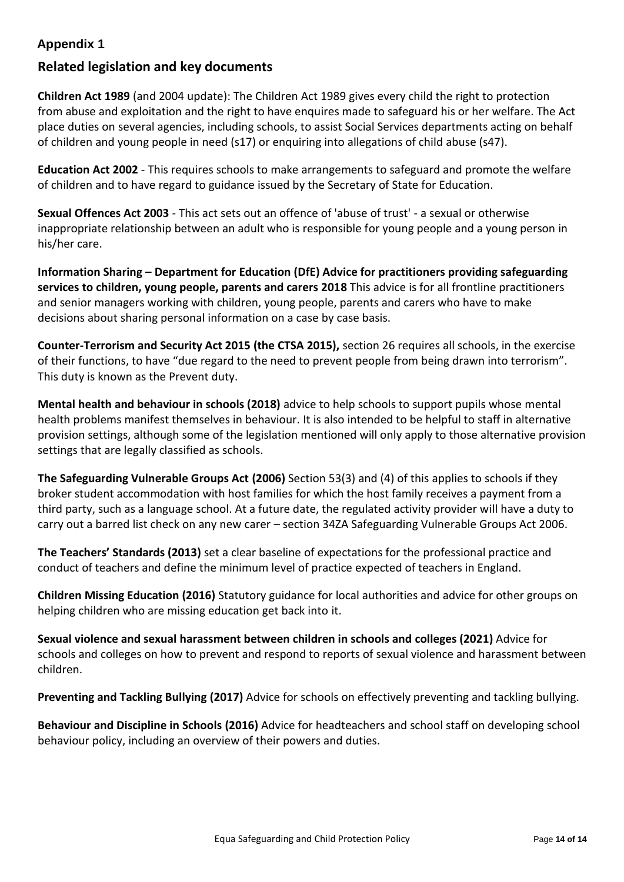## Appendix 1

## Related legislation and key documents

**Children Act 1989** (and 2004 update): The Children Act 1989 gives every child the right to protection from abuse and exploitation and the right to have enquires made to safeguard his or her welfare. The Act place duties on several agencies, including schools, to assist Social Services departments acting on behalf of children and young people in need (s17) or enquiring into allegations of child abuse (s47).

**Education Act 2002** - This requires schools to make arrangements to safeguard and promote the welfare of children and to have regard to guidance issued by the Secretary of State for Education.

**Sexual Offences Act 2003** - This act sets out an offence of 'abuse of trust' - a sexual or otherwise inappropriate relationship between an adult who is responsible for young people and a young person in his/her care.

**Information Sharing – Department for Education (DfE) Advice for practitioners providing safeguarding services to children, young people, parents and carers 2018** This advice is for all frontline practitioners and senior managers working with children, young people, parents and carers who have to make decisions about sharing personal information on a case by case basis.

**Counter-Terrorism and Security Act 2015 (the CTSA 2015),** section 26 requires all schools, in the exercise of their functions, to have "due regard to the need to prevent people from being drawn into terrorism". This duty is known as the Prevent duty.

**Mental health and behaviour in schools (2018)** advice to help schools to support pupils whose mental health problems manifest themselves in behaviour. It is also intended to be helpful to staff in alternative provision settings, although some of the legislation mentioned will only apply to those alternative provision settings that are legally classified as schools.

**The Safeguarding Vulnerable Groups Act (2006)** Section 53(3) and (4) of this applies to schools if they broker student accommodation with host families for which the host family receives a payment from a third party, such as a language school. At a future date, the regulated activity provider will have a duty to carry out a barred list check on any new carer – section 34ZA Safeguarding Vulnerable Groups Act 2006.

**The Teachers' Standards (2013)** set a clear baseline of expectations for the professional practice and conduct of teachers and define the minimum level of practice expected of teachers in England.

**Children Missing Education (2016)** Statutory guidance for local authorities and advice for other groups on helping children who are missing education get back into it.

**Sexual violence and sexual harassment between children in schools and colleges (2021)** Advice for schools and colleges on how to prevent and respond to reports of sexual violence and harassment between children.

**Preventing and Tackling Bullying (2017)** Advice for schools on effectively preventing and tackling bullying.

**Behaviour and Discipline in Schools (2016)** Advice for headteachers and school staff on developing school behaviour policy, including an overview of their powers and duties.